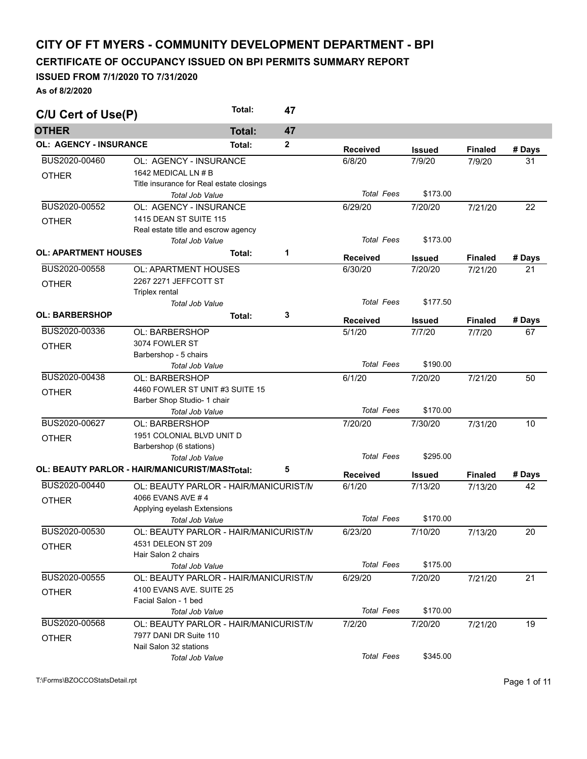# CITY OF FT MYERS - COMMUNITY DEVELOPMENT DEPARTMENT - BPI

## CERTIFICATE OF OCCUPANCY ISSUED ON BPI PERMITS SUMMARY REPORT

### ISSUED FROM 7/1/2020 TO 7/31/2020

**As of 8/2/2020**

## C/U Cert of Use(P) — Total: 47

### OTHER — Total: 47

#### OL: AGENCY - INSURANCE — Total: 2

| Permit | Description | Received | Issued | Finaled | # Days |
|---|---|---|---|---|---|
| BUS2020-00460<br>OTHER | OL: AGENCY - INSURANCE<br>1642 MEDICAL LN # B<br>Title insurance for Real estate closings<br>*Total Job Value* | 6/8/20 | 7/9/20 | 7/9/20 | 31 |
| | | *Total Fees* | $173.00 | | |
| BUS2020-00552<br>OTHER | OL: AGENCY - INSURANCE<br>1415 DEAN ST SUITE 115<br>Real estate title and escrow agency<br>*Total Job Value* | 6/29/20 | 7/20/20 | 7/21/20 | 22 |
| | | *Total Fees* | $173.00 | | |

#### OL: APARTMENT HOUSES — Total: 1

| Permit | Description | Received | Issued | Finaled | # Days |
|---|---|---|---|---|---|
| BUS2020-00558<br>OTHER | OL: APARTMENT HOUSES<br>2267 2271 JEFFCOTT ST<br>Triplex rental<br>*Total Job Value* | 6/30/20 | 7/20/20 | 7/21/20 | 21 |
| | | *Total Fees* | $177.50 | | |

#### OL: BARBERSHOP — Total: 3

| Permit | Description | Received | Issued | Finaled | # Days |
|---|---|---|---|---|---|
| BUS2020-00336<br>OTHER | OL: BARBERSHOP<br>3074 FOWLER ST<br>Barbershop - 5 chairs<br>*Total Job Value* | 5/1/20 | 7/7/20 | 7/7/20 | 67 |
| | | *Total Fees* | $190.00 | | |
| BUS2020-00438<br>OTHER | OL: BARBERSHOP<br>4460 FOWLER ST UNIT #3 SUITE 15<br>Barber Shop Studio- 1 chair<br>*Total Job Value* | 6/1/20 | 7/20/20 | 7/21/20 | 50 |
| | | *Total Fees* | $170.00 | | |
| BUS2020-00627<br>OTHER | OL: BARBERSHOP<br>1951 COLONIAL BLVD UNIT D<br>Barbershop (6 stations)<br>*Total Job Value* | 7/20/20 | 7/30/20 | 7/31/20 | 10 |
| | | *Total Fees* | $295.00 | | |

#### OL: BEAUTY PARLOR - HAIR/MANICURIST/MAS — Total: 5

| Permit | Description | Received | Issued | Finaled | # Days |
|---|---|---|---|---|---|
| BUS2020-00440<br>OTHER | OL: BEAUTY PARLOR - HAIR/MANICURIST/M<br>4066 EVANS AVE # 4<br>Applying eyelash Extensions<br>*Total Job Value* | 6/1/20 | 7/13/20 | 7/13/20 | 42 |
| | | *Total Fees* | $170.00 | | |
| BUS2020-00530<br>OTHER | OL: BEAUTY PARLOR - HAIR/MANICURIST/M<br>4531 DELEON ST 209<br>Hair Salon 2 chairs<br>*Total Job Value* | 6/23/20 | 7/10/20 | 7/13/20 | 20 |
| | | *Total Fees* | $175.00 | | |
| BUS2020-00555<br>OTHER | OL: BEAUTY PARLOR - HAIR/MANICURIST/M<br>4100 EVANS AVE. SUITE 25<br>Facial Salon - 1 bed<br>*Total Job Value* | 6/29/20 | 7/20/20 | 7/21/20 | 21 |
| | | *Total Fees* | $170.00 | | |
| BUS2020-00568<br>OTHER | OL: BEAUTY PARLOR - HAIR/MANICURIST/M<br>7977 DANI DR Suite 110<br>Nail Salon 32 stations<br>*Total Job Value* | 7/2/20 | 7/20/20 | 7/21/20 | 19 |
| | | *Total Fees* | $345.00 | | |

T:\Forms\BZOCCOStatsDetail.rpt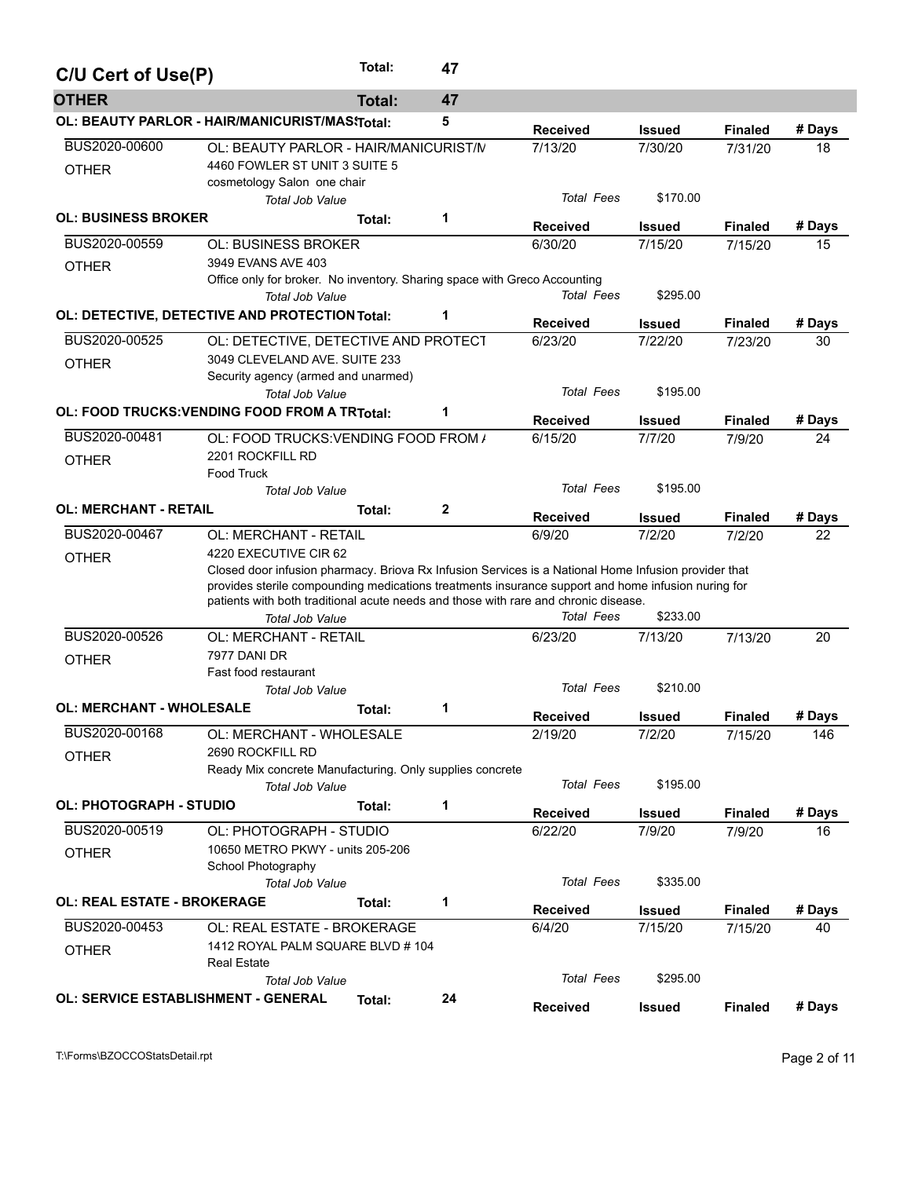## C/U Cert of Use(P) — Total: 47

### OTHER — Total: 47

#### OL: BEAUTY PARLOR - HAIR/MANICURIST/MAS Total: 5

| | | Received | Issued | Finaled | # Days |
|---|---|---|---|---|---|
| BUS2020-00600 | OL: BEAUTY PARLOR - HAIR/MANICURIST/N | 7/13/20 | 7/30/20 | 7/31/20 | 18 |
| OTHER | 4460 FOWLER ST UNIT 3 SUITE 5<br>cosmetology Salon one chair | | | | |
| | *Total Job Value* | *Total Fees* | $170.00 | | |

#### OL: BUSINESS BROKER Total: 1

| | | Received | Issued | Finaled | # Days |
|---|---|---|---|---|---|
| BUS2020-00559 | OL: BUSINESS BROKER | 6/30/20 | 7/15/20 | 7/15/20 | 15 |
| OTHER | 3949 EVANS AVE 403<br>Office only for broker. No inventory. Sharing space with Greco Accounting | | | | |
| | *Total Job Value* | *Total Fees* | $295.00 | | |

#### OL: DETECTIVE, DETECTIVE AND PROTECTION Total: 1

| | | Received | Issued | Finaled | # Days |
|---|---|---|---|---|---|
| BUS2020-00525 | OL: DETECTIVE, DETECTIVE AND PROTECT | 6/23/20 | 7/22/20 | 7/23/20 | 30 |
| OTHER | 3049 CLEVELAND AVE. SUITE 233<br>Security agency (armed and unarmed) | | | | |
| | *Total Job Value* | *Total Fees* | $195.00 | | |

#### OL: FOOD TRUCKS:VENDING FOOD FROM A TR Total: 1

| | | Received | Issued | Finaled | # Days |
|---|---|---|---|---|---|
| BUS2020-00481 | OL: FOOD TRUCKS:VENDING FOOD FROM / | 6/15/20 | 7/7/20 | 7/9/20 | 24 |
| OTHER | 2201 ROCKFILL RD<br>Food Truck | | | | |
| | *Total Job Value* | *Total Fees* | $195.00 | | |

#### OL: MERCHANT - RETAIL Total: 2

| | | Received | Issued | Finaled | # Days |
|---|---|---|---|---|---|
| BUS2020-00467 | OL: MERCHANT - RETAIL | 6/9/20 | 7/2/20 | 7/2/20 | 22 |
| OTHER | 4220 EXECUTIVE CIR 62<br>Closed door infusion pharmacy. Briova Rx Infusion Services is a National Home Infusion provider that provides sterile compounding medications treatments insurance support and home infusion nuring for patients with both traditional acute needs and those with rare and chronic disease. | | | | |
| | *Total Job Value* | *Total Fees* | $233.00 | | |
| BUS2020-00526 | OL: MERCHANT - RETAIL | 6/23/20 | 7/13/20 | 7/13/20 | 20 |
| OTHER | 7977 DANI DR<br>Fast food restaurant | | | | |
| | *Total Job Value* | *Total Fees* | $210.00 | | |

#### OL: MERCHANT - WHOLESALE Total: 1

| | | Received | Issued | Finaled | # Days |
|---|---|---|---|---|---|
| BUS2020-00168 | OL: MERCHANT - WHOLESALE | 2/19/20 | 7/2/20 | 7/15/20 | 146 |
| OTHER | 2690 ROCKFILL RD<br>Ready Mix concrete Manufacturing. Only supplies concrete | | | | |
| | *Total Job Value* | *Total Fees* | $195.00 | | |

#### OL: PHOTOGRAPH - STUDIO Total: 1

| | | Received | Issued | Finaled | # Days |
|---|---|---|---|---|---|
| BUS2020-00519 | OL: PHOTOGRAPH - STUDIO | 6/22/20 | 7/9/20 | 7/9/20 | 16 |
| OTHER | 10650 METRO PKWY - units 205-206<br>School Photography | | | | |
| | *Total Job Value* | *Total Fees* | $335.00 | | |

#### OL: REAL ESTATE - BROKERAGE Total: 1

| | | Received | Issued | Finaled | # Days |
|---|---|---|---|---|---|
| BUS2020-00453 | OL: REAL ESTATE - BROKERAGE | 6/4/20 | 7/15/20 | 7/15/20 | 40 |
| OTHER | 1412 ROYAL PALM SQUARE BLVD # 104<br>Real Estate | | | | |
| | *Total Job Value* | *Total Fees* | $295.00 | | |

#### OL: SERVICE ESTABLISHMENT - GENERAL Total: 24

| | | Received | Issued | Finaled | # Days |
|---|---|---|---|---|---|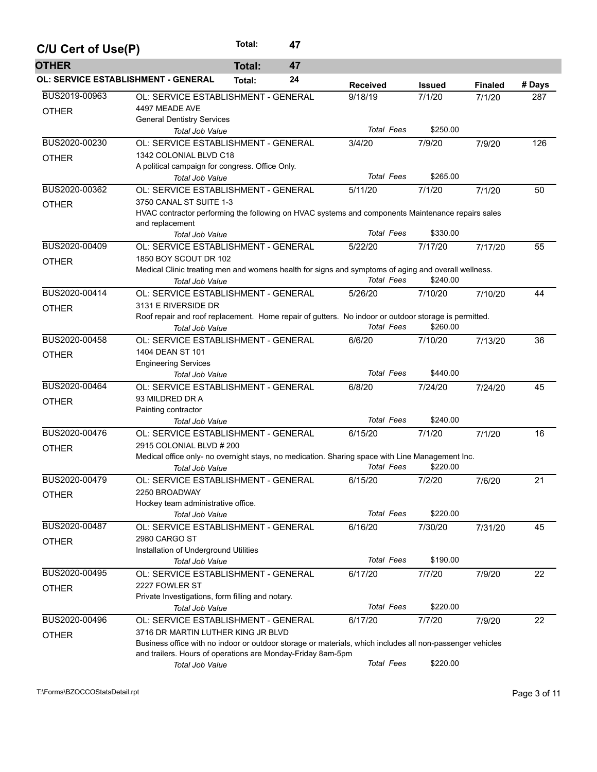## C/U Cert of Use(P) — Total: 47

### OTHER — Total: 47

#### OL: SERVICE ESTABLISHMENT - GENERAL — Total: 24

| Permit | Type / Address / Description | Received | Issued | Finaled | # Days |
|---|---|---|---|---|---|
| BUS2019-00963 OTHER | OL: SERVICE ESTABLISHMENT - GENERAL<br>4497 MEADE AVE<br>General Dentistry Services<br>*Total Job Value* | 9/18/19<br>*Total Fees* | 7/1/20<br>$250.00 | 7/1/20 | 287 |
| BUS2020-00230 OTHER | OL: SERVICE ESTABLISHMENT - GENERAL<br>1342 COLONIAL BLVD C18<br>A political campaign for congress. Office Only.<br>*Total Job Value* | 3/4/20<br>*Total Fees* | 7/9/20<br>$265.00 | 7/9/20 | 126 |
| BUS2020-00362 OTHER | OL: SERVICE ESTABLISHMENT - GENERAL<br>3750 CANAL ST SUITE 1-3<br>HVAC contractor performing the following on HVAC systems and components Maintenance repairs sales and replacement<br>*Total Job Value* | 5/11/20<br>*Total Fees* | 7/1/20<br>$330.00 | 7/1/20 | 50 |
| BUS2020-00409 OTHER | OL: SERVICE ESTABLISHMENT - GENERAL<br>1850 BOY SCOUT DR 102<br>Medical Clinic treating men and womens health for signs and symptoms of aging and overall wellness.<br>*Total Job Value* | 5/22/20<br>*Total Fees* | 7/17/20<br>$240.00 | 7/17/20 | 55 |
| BUS2020-00414 OTHER | OL: SERVICE ESTABLISHMENT - GENERAL<br>3131 E RIVERSIDE DR<br>Roof repair and roof replacement. Home repair of gutters. No indoor or outdoor storage is permitted.<br>*Total Job Value* | 5/26/20<br>*Total Fees* | 7/10/20<br>$260.00 | 7/10/20 | 44 |
| BUS2020-00458 OTHER | OL: SERVICE ESTABLISHMENT - GENERAL<br>1404 DEAN ST 101<br>Engineering Services<br>*Total Job Value* | 6/6/20<br>*Total Fees* | 7/10/20<br>$440.00 | 7/13/20 | 36 |
| BUS2020-00464 OTHER | OL: SERVICE ESTABLISHMENT - GENERAL<br>93 MILDRED DR A<br>Painting contractor<br>*Total Job Value* | 6/8/20<br>*Total Fees* | 7/24/20<br>$240.00 | 7/24/20 | 45 |
| BUS2020-00476 OTHER | OL: SERVICE ESTABLISHMENT - GENERAL<br>2915 COLONIAL BLVD # 200<br>Medical office only- no overnight stays, no medication. Sharing space with Line Management Inc.<br>*Total Job Value* | 6/15/20<br>*Total Fees* | 7/1/20<br>$220.00 | 7/1/20 | 16 |
| BUS2020-00479 OTHER | OL: SERVICE ESTABLISHMENT - GENERAL<br>2250 BROADWAY<br>Hockey team administrative office.<br>*Total Job Value* | 6/15/20<br>*Total Fees* | 7/2/20<br>$220.00 | 7/6/20 | 21 |
| BUS2020-00487 OTHER | OL: SERVICE ESTABLISHMENT - GENERAL<br>2980 CARGO ST<br>Installation of Underground Utilities<br>*Total Job Value* | 6/16/20<br>*Total Fees* | 7/30/20<br>$190.00 | 7/31/20 | 45 |
| BUS2020-00495 OTHER | OL: SERVICE ESTABLISHMENT - GENERAL<br>2227 FOWLER ST<br>Private Investigations, form filling and notary.<br>*Total Job Value* | 6/17/20<br>*Total Fees* | 7/7/20<br>$220.00 | 7/9/20 | 22 |
| BUS2020-00496 OTHER | OL: SERVICE ESTABLISHMENT - GENERAL<br>3716 DR MARTIN LUTHER KING JR BLVD<br>Business office with no indoor or outdoor storage or materials, which includes all non-passenger vehicles and trailers. Hours of operations are Monday-Friday 8am-5pm<br>*Total Job Value* | 6/17/20<br>*Total Fees* | 7/7/20<br>$220.00 | 7/9/20 | 22 |

T:\Forms\BZOCCOStatsDetail.rpt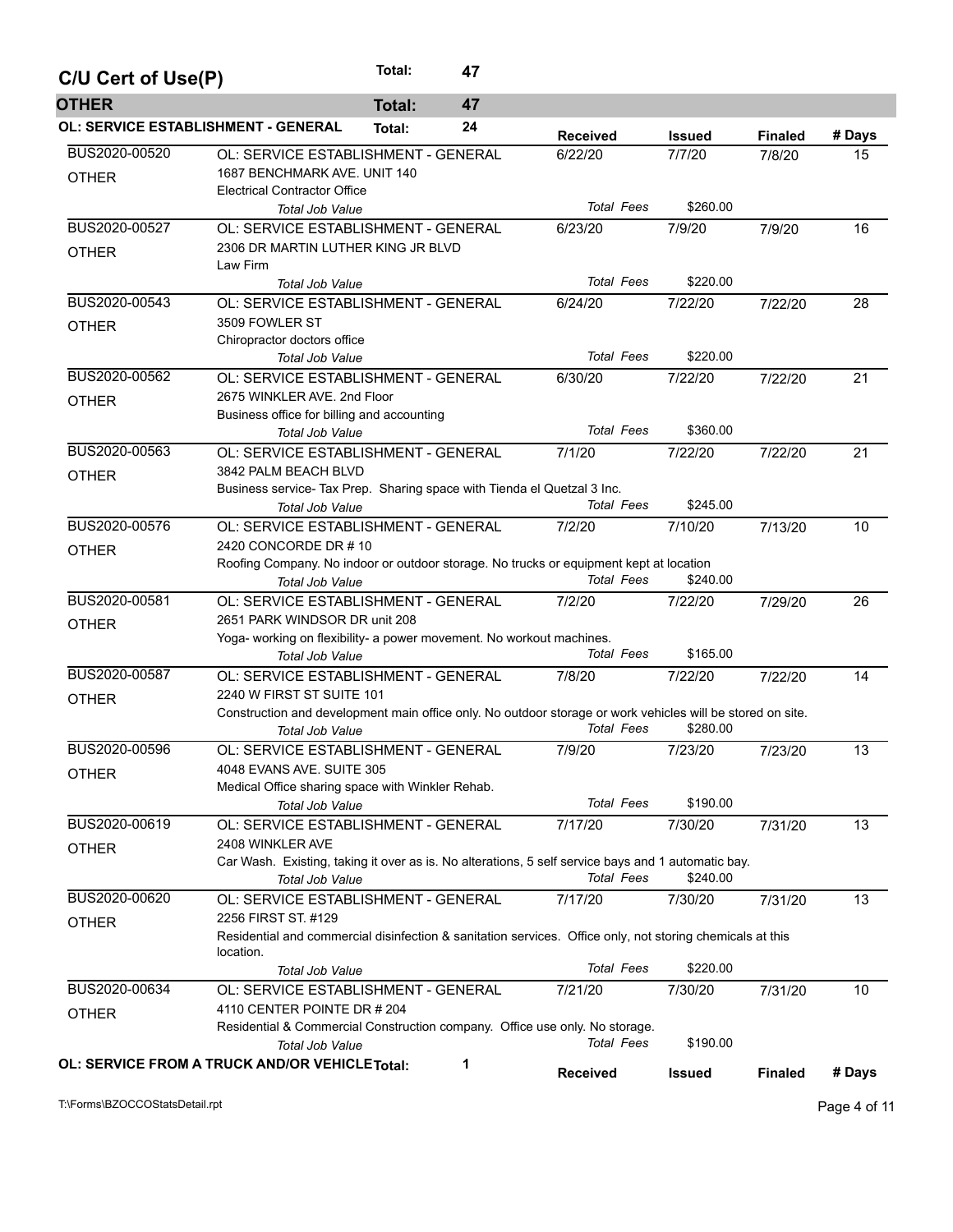## C/U Cert of Use(P) — Total: 47

### OTHER — Total: 47

#### OL: SERVICE ESTABLISHMENT - GENERAL — Total: 24

| Permit # | Type / Address / Description | Received | Issued | Finaled | # Days |
|---|---|---|---|---|---|
| BUS2020-00520<br>OTHER | OL: SERVICE ESTABLISHMENT - GENERAL<br>1687 BENCHMARK AVE. UNIT 140<br>Electrical Contractor Office<br>*Total Job Value* | 6/22/20 | 7/7/20 | 7/8/20 | 15 |
| | | *Total Fees* | $260.00 | | |
| BUS2020-00527<br>OTHER | OL: SERVICE ESTABLISHMENT - GENERAL<br>2306 DR MARTIN LUTHER KING JR BLVD<br>Law Firm<br>*Total Job Value* | 6/23/20 | 7/9/20 | 7/9/20 | 16 |
| | | *Total Fees* | $220.00 | | |
| BUS2020-00543<br>OTHER | OL: SERVICE ESTABLISHMENT - GENERAL<br>3509 FOWLER ST<br>Chiropractor doctors office<br>*Total Job Value* | 6/24/20 | 7/22/20 | 7/22/20 | 28 |
| | | *Total Fees* | $220.00 | | |
| BUS2020-00562<br>OTHER | OL: SERVICE ESTABLISHMENT - GENERAL<br>2675 WINKLER AVE. 2nd Floor<br>Business office for billing and accounting<br>*Total Job Value* | 6/30/20 | 7/22/20 | 7/22/20 | 21 |
| | | *Total Fees* | $360.00 | | |
| BUS2020-00563<br>OTHER | OL: SERVICE ESTABLISHMENT - GENERAL<br>3842 PALM BEACH BLVD<br>Business service- Tax Prep. Sharing space with Tienda el Quetzal 3 Inc.<br>*Total Job Value* | 7/1/20 | 7/22/20 | 7/22/20 | 21 |
| | | *Total Fees* | $245.00 | | |
| BUS2020-00576<br>OTHER | OL: SERVICE ESTABLISHMENT - GENERAL<br>2420 CONCORDE DR # 10<br>Roofing Company. No indoor or outdoor storage. No trucks or equipment kept at location<br>*Total Job Value* | 7/2/20 | 7/10/20 | 7/13/20 | 10 |
| | | *Total Fees* | $240.00 | | |
| BUS2020-00581<br>OTHER | OL: SERVICE ESTABLISHMENT - GENERAL<br>2651 PARK WINDSOR DR unit 208<br>Yoga- working on flexibility- a power movement. No workout machines.<br>*Total Job Value* | 7/2/20 | 7/22/20 | 7/29/20 | 26 |
| | | *Total Fees* | $165.00 | | |
| BUS2020-00587<br>OTHER | OL: SERVICE ESTABLISHMENT - GENERAL<br>2240 W FIRST ST SUITE 101<br>Construction and development main office only. No outdoor storage or work vehicles will be stored on site.<br>*Total Job Value* | 7/8/20 | 7/22/20 | 7/22/20 | 14 |
| | | *Total Fees* | $280.00 | | |
| BUS2020-00596<br>OTHER | OL: SERVICE ESTABLISHMENT - GENERAL<br>4048 EVANS AVE. SUITE 305<br>Medical Office sharing space with Winkler Rehab.<br>*Total Job Value* | 7/9/20 | 7/23/20 | 7/23/20 | 13 |
| | | *Total Fees* | $190.00 | | |
| BUS2020-00619<br>OTHER | OL: SERVICE ESTABLISHMENT - GENERAL<br>2408 WINKLER AVE<br>Car Wash. Existing, taking it over as is. No alterations, 5 self service bays and 1 automatic bay.<br>*Total Job Value* | 7/17/20 | 7/30/20 | 7/31/20 | 13 |
| | | *Total Fees* | $240.00 | | |
| BUS2020-00620<br>OTHER | OL: SERVICE ESTABLISHMENT - GENERAL<br>2256 FIRST ST. #129<br>Residential and commercial disinfection & sanitation services. Office only, not storing chemicals at this location.<br>*Total Job Value* | 7/17/20 | 7/30/20 | 7/31/20 | 13 |
| | | *Total Fees* | $220.00 | | |
| BUS2020-00634<br>OTHER | OL: SERVICE ESTABLISHMENT - GENERAL<br>4110 CENTER POINTE DR # 204<br>Residential & Commercial Construction company. Office use only. No storage.<br>*Total Job Value* | 7/21/20 | 7/30/20 | 7/31/20 | 10 |
| | | *Total Fees* | $190.00 | | |

#### OL: SERVICE FROM A TRUCK AND/OR VEHICLE — Total: 1

| Permit # | Type / Address / Description | Received | Issued | Finaled | # Days |
|---|---|---|---|---|---|

T:\Forms\BZOCCOStatsDetail.rpt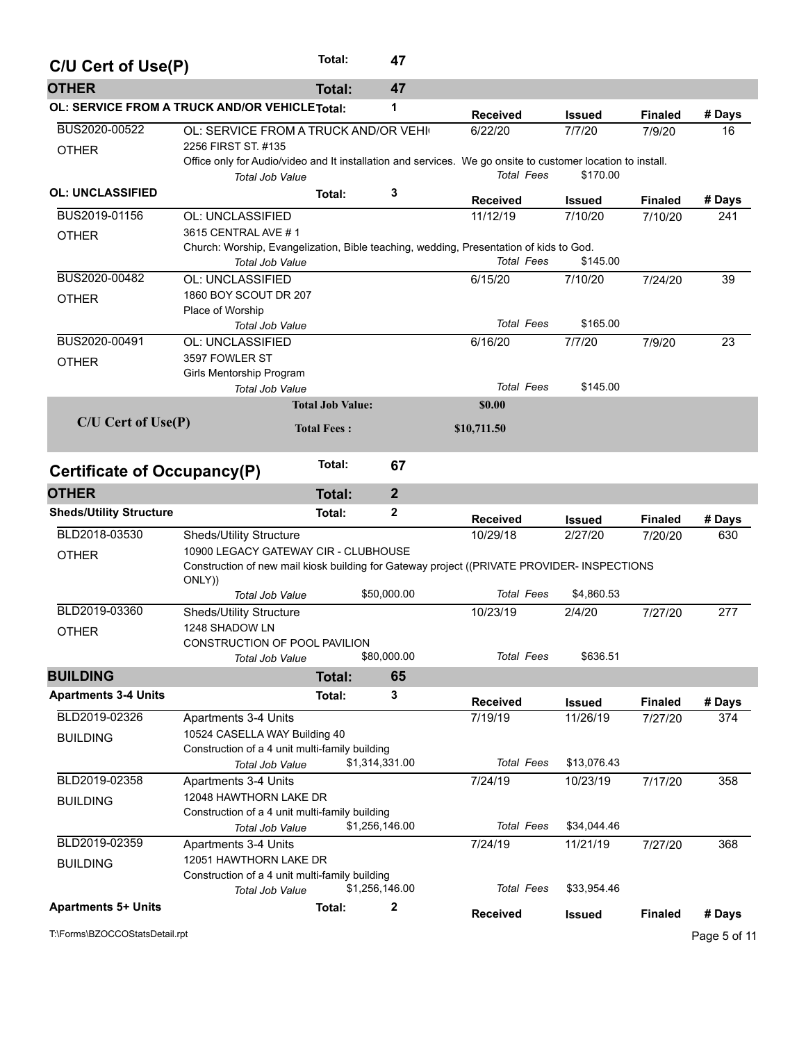## C/U Cert of Use(P) — Total: 47

### OTHER — Total: 47

#### OL: SERVICE FROM A TRUCK AND/OR VEHICLE — Total: 1

| Permit | Type / Address / Description | Total Job Value | Received | Issued | Finaled | # Days |
|---|---|---|---|---|---|---|
| BUS2020-00522 | OL: SERVICE FROM A TRUCK AND/OR VEHI | | 6/22/20 | 7/7/20 | 7/9/20 | 16 |
| OTHER | 2256 FIRST ST. #135 | | | | | |
| | Office only for Audio/video and lt installation and services. We go onsite to customer location to install. | | | | | |
| | Total Job Value | | Total Fees | $170.00 | | |

#### OL: UNCLASSIFIED — Total: 3

| Permit | Type / Address / Description | Total Job Value | Received | Issued | Finaled | # Days |
|---|---|---|---|---|---|---|
| BUS2019-01156 | OL: UNCLASSIFIED | | 11/12/19 | 7/10/20 | 7/10/20 | 241 |
| OTHER | 3615 CENTRAL AVE # 1 | | | | | |
| | Church: Worship, Evangelization, Bible teaching, wedding, Presentation of kids to God. | | | | | |
| | Total Job Value | | Total Fees | $145.00 | | |
| BUS2020-00482 | OL: UNCLASSIFIED | | 6/15/20 | 7/10/20 | 7/24/20 | 39 |
| OTHER | 1860 BOY SCOUT DR 207 | | | | | |
| | Place of Worship | | | | | |
| | Total Job Value | | Total Fees | $165.00 | | |
| BUS2020-00491 | OL: UNCLASSIFIED | | 6/16/20 | 7/7/20 | 7/9/20 | 23 |
| OTHER | 3597 FOWLER ST | | | | | |
| | Girls Mentorship Program | | | | | |
| | Total Job Value | | Total Fees | $145.00 | | |

**C/U Cert of Use(P)** — Total Job Value: **$0.00** — Total Fees: **$10,711.50**

## Certificate of Occupancy(P) — Total: 67

### OTHER — Total: 2

#### Sheds/Utility Structure — Total: 2

| Permit | Type / Address / Description | Total Job Value | Received | Issued | Finaled | # Days |
|---|---|---|---|---|---|---|
| BLD2018-03530 | Sheds/Utility Structure | | 10/29/18 | 2/27/20 | 7/20/20 | 630 |
| OTHER | 10900 LEGACY GATEWAY CIR - CLUBHOUSE | | | | | |
| | Construction of new mail kiosk building for Gateway project ((PRIVATE PROVIDER- INSPECTIONS ONLY)) | | | | | |
| | Total Job Value | $50,000.00 | Total Fees | $4,860.53 | | |
| BLD2019-03360 | Sheds/Utility Structure | | 10/23/19 | 2/4/20 | 7/27/20 | 277 |
| OTHER | 1248 SHADOW LN | | | | | |
| | CONSTRUCTION OF POOL PAVILION | | | | | |
| | Total Job Value | $80,000.00 | Total Fees | $636.51 | | |

### BUILDING — Total: 65

#### Apartments 3-4 Units — Total: 3

| Permit | Type / Address / Description | Total Job Value | Received | Issued | Finaled | # Days |
|---|---|---|---|---|---|---|
| BLD2019-02326 | Apartments 3-4 Units | | 7/19/19 | 11/26/19 | 7/27/20 | 374 |
| BUILDING | 10524 CASELLA WAY Building 40 | | | | | |
| | Construction of a 4 unit multi-family building | | | | | |
| | Total Job Value | $1,314,331.00 | Total Fees | $13,076.43 | | |
| BLD2019-02358 | Apartments 3-4 Units | | 7/24/19 | 10/23/19 | 7/17/20 | 358 |
| BUILDING | 12048 HAWTHORN LAKE DR | | | | | |
| | Construction of a 4 unit multi-family building | | | | | |
| | Total Job Value | $1,256,146.00 | Total Fees | $34,044.46 | | |
| BLD2019-02359 | Apartments 3-4 Units | | 7/24/19 | 11/21/19 | 7/27/20 | 368 |
| BUILDING | 12051 HAWTHORN LAKE DR | | | | | |
| | Construction of a 4 unit multi-family building | | | | | |
| | Total Job Value | $1,256,146.00 | Total Fees | $33,954.46 | | |

#### Apartments 5+ Units — Total: 2

| Received | Issued | Finaled | # Days |
|---|---|---|---|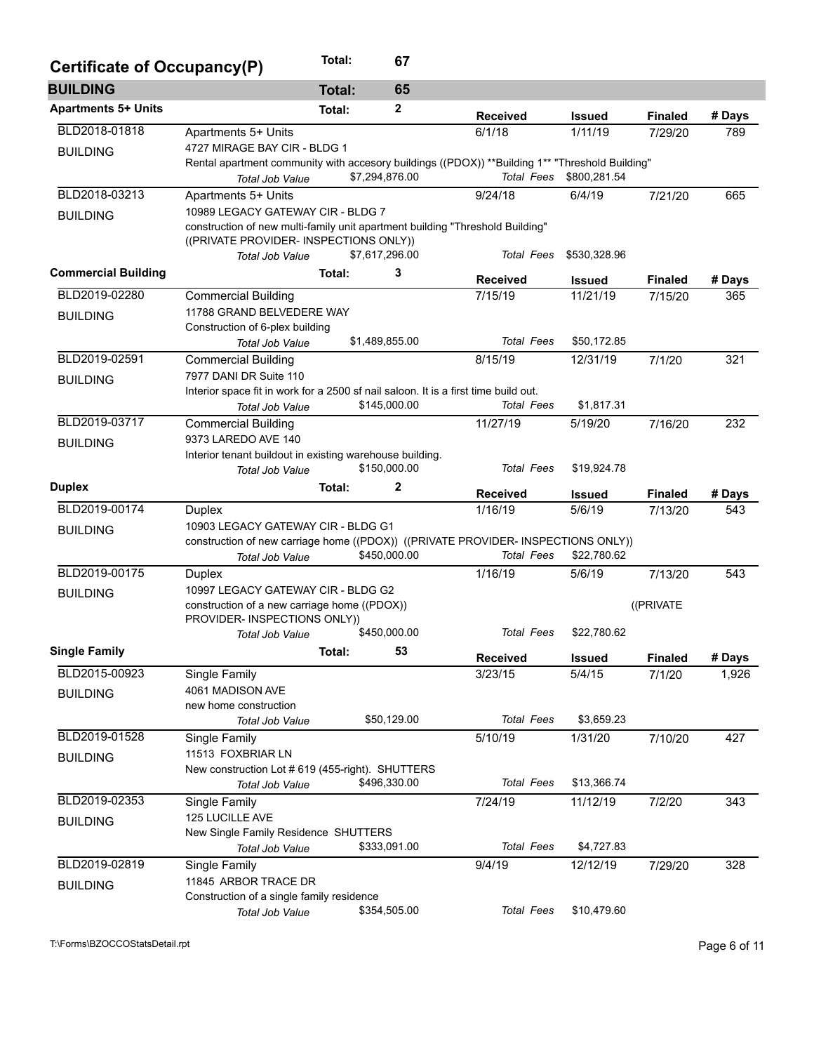# Certificate of Occupancy(P) — Total: 67

## BUILDING — Total: 65

### Apartments 5+ Units — Total: 2

| Permit # | Type | Received | Issued | Finaled | # Days |
|---|---|---|---|---|---|
| BLD2018-01818 | Apartments 5+ Units | 6/1/18 | 1/11/19 | 7/29/20 | 789 |
| BUILDING | 4727 MIRAGE BAY CIR - BLDG 1 | | | | |
| | Rental apartment community with accesory buildings ((PDOX)) **Building 1** "Threshold Building" | | | | |
| | Total Job Value: $7,294,876.00 | Total Fees | $800,281.54 | | |
| BLD2018-03213 | Apartments 5+ Units | 9/24/18 | 6/4/19 | 7/21/20 | 665 |
| BUILDING | 10989 LEGACY GATEWAY CIR - BLDG 7 | | | | |
| | construction of new multi-family unit apartment building "Threshold Building" ((PRIVATE PROVIDER- INSPECTIONS ONLY)) | | | | |
| | Total Job Value: $7,617,296.00 | Total Fees | $530,328.96 | | |

### Commercial Building — Total: 3

| Permit # | Type | Received | Issued | Finaled | # Days |
|---|---|---|---|---|---|
| BLD2019-02280 | Commercial Building | 7/15/19 | 11/21/19 | 7/15/20 | 365 |
| BUILDING | 11788 GRAND BELVEDERE WAY | | | | |
| | Construction of 6-plex building | | | | |
| | Total Job Value: $1,489,855.00 | Total Fees | $50,172.85 | | |
| BLD2019-02591 | Commercial Building | 8/15/19 | 12/31/19 | 7/1/20 | 321 |
| BUILDING | 7977 DANI DR Suite 110 | | | | |
| | Interior space fit in work for a 2500 sf nail saloon. It is a first time build out. | | | | |
| | Total Job Value: $145,000.00 | Total Fees | $1,817.31 | | |
| BLD2019-03717 | Commercial Building | 11/27/19 | 5/19/20 | 7/16/20 | 232 |
| BUILDING | 9373 LAREDO AVE 140 | | | | |
| | Interior tenant buildout in existing warehouse building. | | | | |
| | Total Job Value: $150,000.00 | Total Fees | $19,924.78 | | |

### Duplex — Total: 2

| Permit # | Type | Received | Issued | Finaled | # Days |
|---|---|---|---|---|---|
| BLD2019-00174 | Duplex | 1/16/19 | 5/6/19 | 7/13/20 | 543 |
| BUILDING | 10903 LEGACY GATEWAY CIR - BLDG G1 | | | | |
| | construction of new carriage home ((PDOX)) ((PRIVATE PROVIDER- INSPECTIONS ONLY)) | | | | |
| | Total Job Value: $450,000.00 | Total Fees | $22,780.62 | | |
| BLD2019-00175 | Duplex | 1/16/19 | 5/6/19 | 7/13/20 | 543 |
| BUILDING | 10997 LEGACY GATEWAY CIR - BLDG G2 | | | | |
| | construction of a new carriage home ((PDOX)) ((PRIVATE PROVIDER- INSPECTIONS ONLY)) | | | | |
| | Total Job Value: $450,000.00 | Total Fees | $22,780.62 | | |

### Single Family — Total: 53

| Permit # | Type | Received | Issued | Finaled | # Days |
|---|---|---|---|---|---|
| BLD2015-00923 | Single Family | 3/23/15 | 5/4/15 | 7/1/20 | 1,926 |
| BUILDING | 4061 MADISON AVE | | | | |
| | new home construction | | | | |
| | Total Job Value: $50,129.00 | Total Fees | $3,659.23 | | |
| BLD2019-01528 | Single Family | 5/10/19 | 1/31/20 | 7/10/20 | 427 |
| BUILDING | 11513 FOXBRIAR LN | | | | |
| | New construction Lot # 619 (455-right). SHUTTERS | | | | |
| | Total Job Value: $496,330.00 | Total Fees | $13,366.74 | | |
| BLD2019-02353 | Single Family | 7/24/19 | 11/12/19 | 7/2/20 | 343 |
| BUILDING | 125 LUCILLE AVE | | | | |
| | New Single Family Residence SHUTTERS | | | | |
| | Total Job Value: $333,091.00 | Total Fees | $4,727.83 | | |
| BLD2019-02819 | Single Family | 9/4/19 | 12/12/19 | 7/29/20 | 328 |
| BUILDING | 11845 ARBOR TRACE DR | | | | |
| | Construction of a single family residence | | | | |
| | Total Job Value: $354,505.00 | Total Fees | $10,479.60 | | |

T:\Forms\BZOCCOStatsDetail.rpt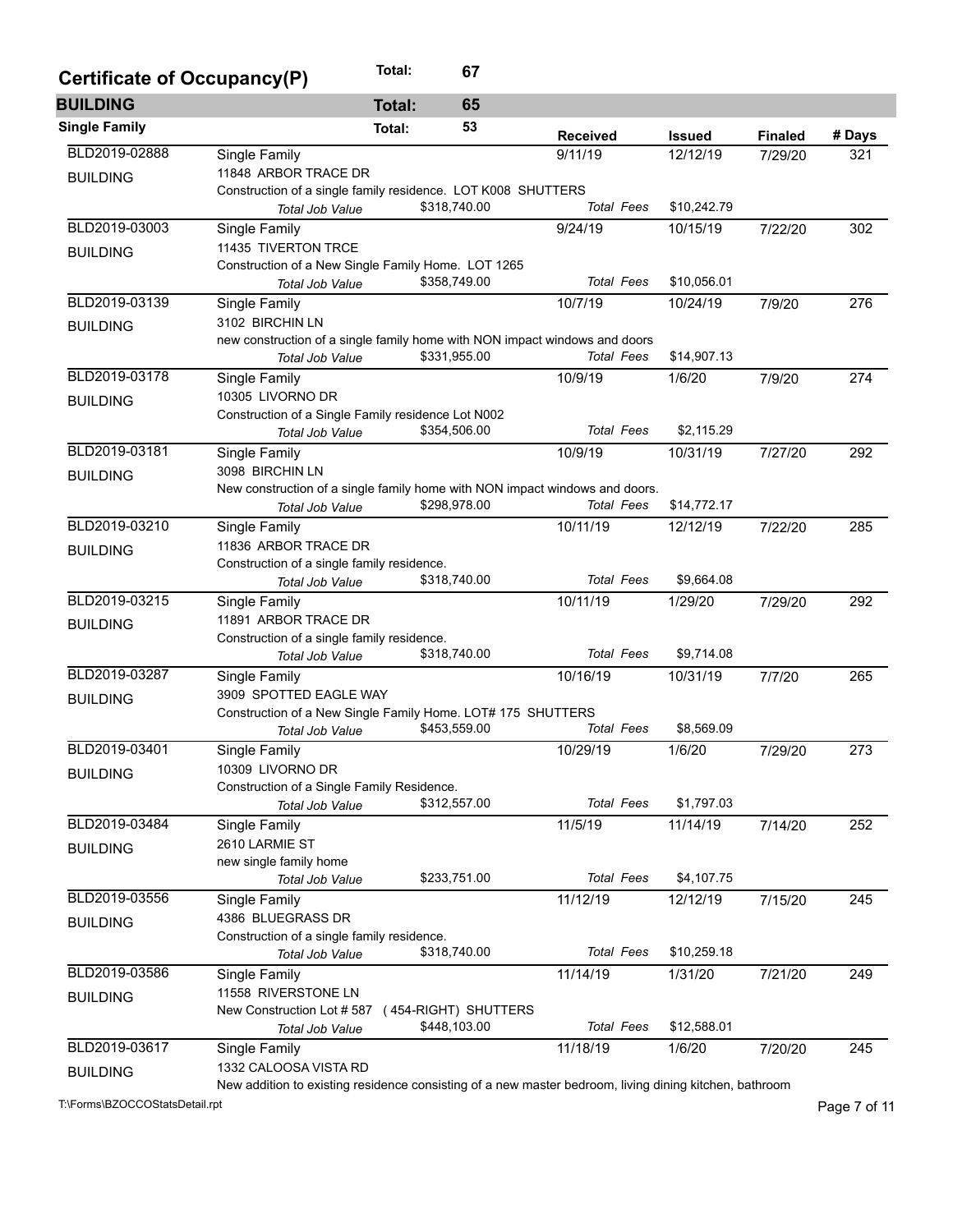## Certificate of Occupancy(P) — Total: 67

### BUILDING — Total: 65

#### Single Family — Total: 53

| Permit | Type / Address / Description | Received | Issued | Finaled | # Days |
|---|---|---|---|---|---|
| BLD2019-02888 BUILDING | Single Family<br>11848 ARBOR TRACE DR<br>Construction of a single family residence. LOT K008 SHUTTERS<br>Total Job Value $318,740.00 | 9/11/19<br>Total Fees | 12/12/19<br>$10,242.79 | 7/29/20 | 321 |
| BLD2019-03003 BUILDING | Single Family<br>11435 TIVERTON TRCE<br>Construction of a New Single Family Home. LOT 1265<br>Total Job Value $358,749.00 | 9/24/19<br>Total Fees | 10/15/19<br>$10,056.01 | 7/22/20 | 302 |
| BLD2019-03139 BUILDING | Single Family<br>3102 BIRCHIN LN<br>new construction of a single family home with NON impact windows and doors<br>Total Job Value $331,955.00 | 10/7/19<br>Total Fees | 10/24/19<br>$14,907.13 | 7/9/20 | 276 |
| BLD2019-03178 BUILDING | Single Family<br>10305 LIVORNO DR<br>Construction of a Single Family residence Lot N002<br>Total Job Value $354,506.00 | 10/9/19<br>Total Fees | 1/6/20<br>$2,115.29 | 7/9/20 | 274 |
| BLD2019-03181 BUILDING | Single Family<br>3098 BIRCHIN LN<br>New construction of a single family home with NON impact windows and doors.<br>Total Job Value $298,978.00 | 10/9/19<br>Total Fees | 10/31/19<br>$14,772.17 | 7/27/20 | 292 |
| BLD2019-03210 BUILDING | Single Family<br>11836 ARBOR TRACE DR<br>Construction of a single family residence.<br>Total Job Value $318,740.00 | 10/11/19<br>Total Fees | 12/12/19<br>$9,664.08 | 7/22/20 | 285 |
| BLD2019-03215 BUILDING | Single Family<br>11891 ARBOR TRACE DR<br>Construction of a single family residence.<br>Total Job Value $318,740.00 | 10/11/19<br>Total Fees | 1/29/20<br>$9,714.08 | 7/29/20 | 292 |
| BLD2019-03287 BUILDING | Single Family<br>3909 SPOTTED EAGLE WAY<br>Construction of a New Single Family Home. LOT# 175 SHUTTERS<br>Total Job Value $453,559.00 | 10/16/19<br>Total Fees | 10/31/19<br>$8,569.09 | 7/7/20 | 265 |
| BLD2019-03401 BUILDING | Single Family<br>10309 LIVORNO DR<br>Construction of a Single Family Residence.<br>Total Job Value $312,557.00 | 10/29/19<br>Total Fees | 1/6/20<br>$1,797.03 | 7/29/20 | 273 |
| BLD2019-03484 BUILDING | Single Family<br>2610 LARMIE ST<br>new single family home<br>Total Job Value $233,751.00 | 11/5/19<br>Total Fees | 11/14/19<br>$4,107.75 | 7/14/20 | 252 |
| BLD2019-03556 BUILDING | Single Family<br>4386 BLUEGRASS DR<br>Construction of a single family residence.<br>Total Job Value $318,740.00 | 11/12/19<br>Total Fees | 12/12/19<br>$10,259.18 | 7/15/20 | 245 |
| BLD2019-03586 BUILDING | Single Family<br>11558 RIVERSTONE LN<br>New Construction Lot # 587 (454-RIGHT) SHUTTERS<br>Total Job Value $448,103.00 | 11/14/19<br>Total Fees | 1/31/20<br>$12,588.01 | 7/21/20 | 249 |
| BLD2019-03617 BUILDING | Single Family<br>1332 CALOOSA VISTA RD<br>New addition to existing residence consisting of a new master bedroom, living dining kitchen, bathroom | 11/18/19 | 1/6/20 | 7/20/20 | 245 |

T:\Forms\BZOCCOStatsDetail.rpt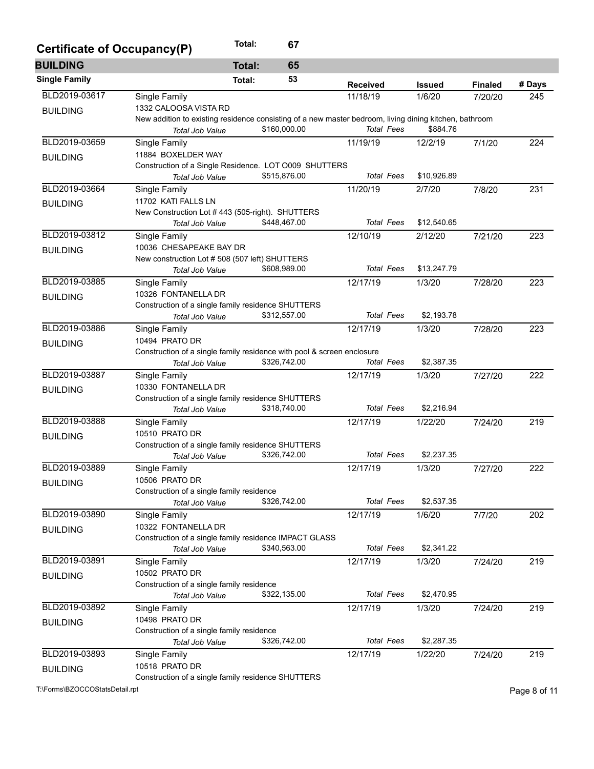## Certificate of Occupancy(P) — Total: 67

### BUILDING — Total: 65

#### Single Family — Total: 53

| Permit | Type / Address / Description | Received | Issued | Finaled | # Days |
|---|---|---|---|---|---|
| BLD2019-03617 BUILDING | Single Family<br>1332 CALOOSA VISTA RD<br>New addition to existing residence consisting of a new master bedroom, living dining kitchen, bathroom<br>*Total Job Value* $160,000.00 — *Total Fees* $884.76 | 11/18/19 | 1/6/20 | 7/20/20 | 245 |
| BLD2019-03659 BUILDING | Single Family<br>11884 BOXELDER WAY<br>Construction of a Single Residence. LOT O009 SHUTTERS<br>*Total Job Value* $515,876.00 — *Total Fees* $10,926.89 | 11/19/19 | 12/2/19 | 7/1/20 | 224 |
| BLD2019-03664 BUILDING | Single Family<br>11702 KATI FALLS LN<br>New Construction Lot # 443 (505-right). SHUTTERS<br>*Total Job Value* $448,467.00 — *Total Fees* $12,540.65 | 11/20/19 | 2/7/20 | 7/8/20 | 231 |
| BLD2019-03812 BUILDING | Single Family<br>10036 CHESAPEAKE BAY DR<br>New construction Lot # 508 (507 left) SHUTTERS<br>*Total Job Value* $608,989.00 — *Total Fees* $13,247.79 | 12/10/19 | 2/12/20 | 7/21/20 | 223 |
| BLD2019-03885 BUILDING | Single Family<br>10326 FONTANELLA DR<br>Construction of a single family residence SHUTTERS<br>*Total Job Value* $312,557.00 — *Total Fees* $2,193.78 | 12/17/19 | 1/3/20 | 7/28/20 | 223 |
| BLD2019-03886 BUILDING | Single Family<br>10494 PRATO DR<br>Construction of a single family residence with pool & screen enclosure<br>*Total Job Value* $326,742.00 — *Total Fees* $2,387.35 | 12/17/19 | 1/3/20 | 7/28/20 | 223 |
| BLD2019-03887 BUILDING | Single Family<br>10330 FONTANELLA DR<br>Construction of a single family residence SHUTTERS<br>*Total Job Value* $318,740.00 — *Total Fees* $2,216.94 | 12/17/19 | 1/3/20 | 7/27/20 | 222 |
| BLD2019-03888 BUILDING | Single Family<br>10510 PRATO DR<br>Construction of a single family residence SHUTTERS<br>*Total Job Value* $326,742.00 — *Total Fees* $2,237.35 | 12/17/19 | 1/22/20 | 7/24/20 | 219 |
| BLD2019-03889 BUILDING | Single Family<br>10506 PRATO DR<br>Construction of a single family residence<br>*Total Job Value* $326,742.00 — *Total Fees* $2,537.35 | 12/17/19 | 1/3/20 | 7/27/20 | 222 |
| BLD2019-03890 BUILDING | Single Family<br>10322 FONTANELLA DR<br>Construction of a single family residence IMPACT GLASS<br>*Total Job Value* $340,563.00 — *Total Fees* $2,341.22 | 12/17/19 | 1/6/20 | 7/7/20 | 202 |
| BLD2019-03891 BUILDING | Single Family<br>10502 PRATO DR<br>Construction of a single family residence<br>*Total Job Value* $322,135.00 — *Total Fees* $2,470.95 | 12/17/19 | 1/3/20 | 7/24/20 | 219 |
| BLD2019-03892 BUILDING | Single Family<br>10498 PRATO DR<br>Construction of a single family residence<br>*Total Job Value* $326,742.00 — *Total Fees* $2,287.35 | 12/17/19 | 1/3/20 | 7/24/20 | 219 |
| BLD2019-03893 BUILDING | Single Family<br>10518 PRATO DR<br>Construction of a single family residence SHUTTERS | 12/17/19 | 1/22/20 | 7/24/20 | 219 |

T:\Forms\BZOCCOStatsDetail.rpt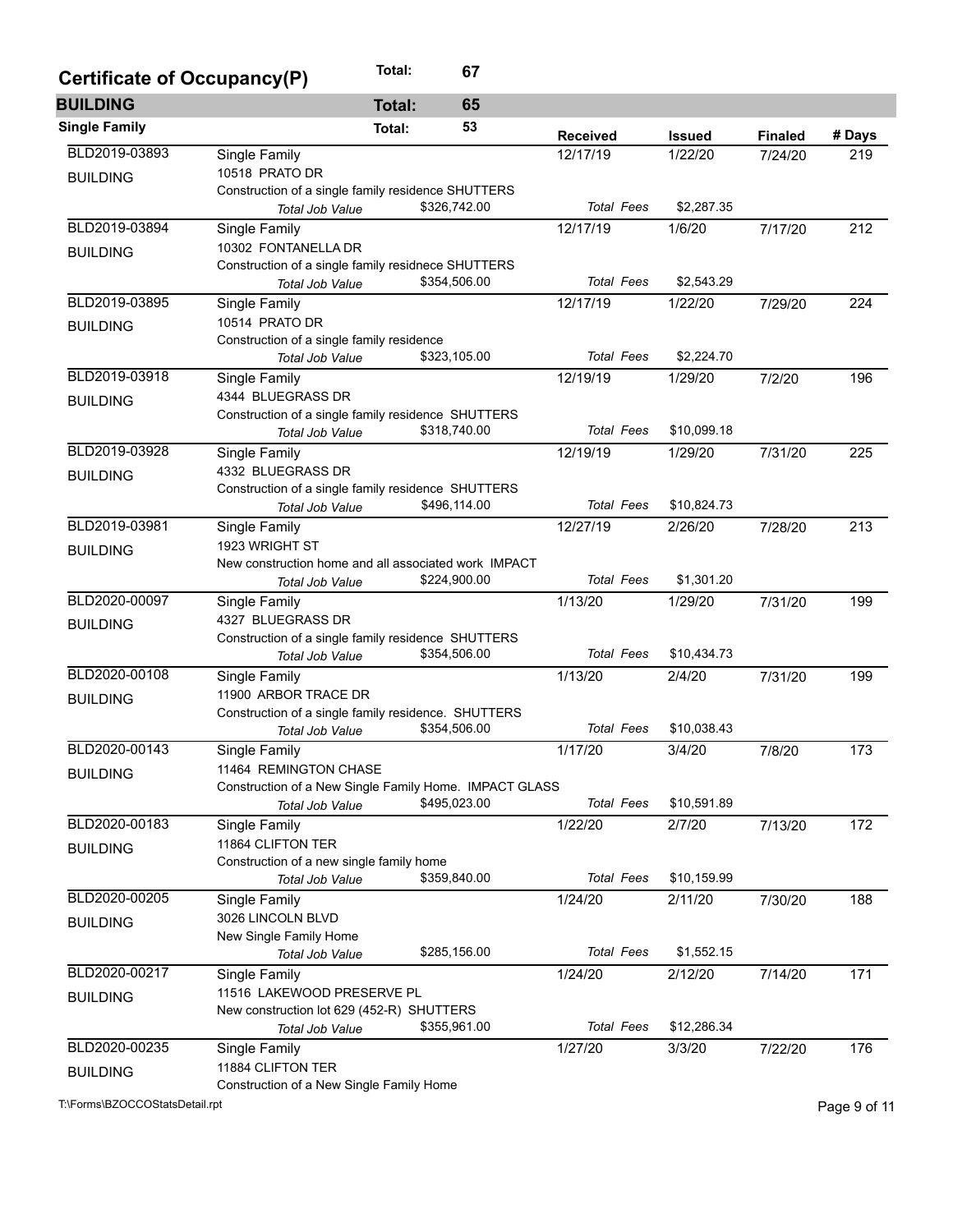## Certificate of Occupancy(P) — Total: 67

### BUILDING — Total: 65

#### Single Family — Total: 53

| Permit | Type / Address / Description | Received | Issued | Finaled | # Days |
|---|---|---|---|---|---|
| BLD2019-03893 BUILDING | Single Family<br>10518 PRATO DR<br>Construction of a single family residence SHUTTERS<br>*Total Job Value* $326,742.00 — *Total Fees* $2,287.35 | 12/17/19 | 1/22/20 | 7/24/20 | 219 |
| BLD2019-03894 BUILDING | Single Family<br>10302 FONTANELLA DR<br>Construction of a single family residnece SHUTTERS<br>*Total Job Value* $354,506.00 — *Total Fees* $2,543.29 | 12/17/19 | 1/6/20 | 7/17/20 | 212 |
| BLD2019-03895 BUILDING | Single Family<br>10514 PRATO DR<br>Construction of a single family residence<br>*Total Job Value* $323,105.00 — *Total Fees* $2,224.70 | 12/17/19 | 1/22/20 | 7/29/20 | 224 |
| BLD2019-03918 BUILDING | Single Family<br>4344 BLUEGRASS DR<br>Construction of a single family residence SHUTTERS<br>*Total Job Value* $318,740.00 — *Total Fees* $10,099.18 | 12/19/19 | 1/29/20 | 7/2/20 | 196 |
| BLD2019-03928 BUILDING | Single Family<br>4332 BLUEGRASS DR<br>Construction of a single family residence SHUTTERS<br>*Total Job Value* $496,114.00 — *Total Fees* $10,824.73 | 12/19/19 | 1/29/20 | 7/31/20 | 225 |
| BLD2019-03981 BUILDING | Single Family<br>1923 WRIGHT ST<br>New construction home and all associated work IMPACT<br>*Total Job Value* $224,900.00 — *Total Fees* $1,301.20 | 12/27/19 | 2/26/20 | 7/28/20 | 213 |
| BLD2020-00097 BUILDING | Single Family<br>4327 BLUEGRASS DR<br>Construction of a single family residence SHUTTERS<br>*Total Job Value* $354,506.00 — *Total Fees* $10,434.73 | 1/13/20 | 1/29/20 | 7/31/20 | 199 |
| BLD2020-00108 BUILDING | Single Family<br>11900 ARBOR TRACE DR<br>Construction of a single family residence. SHUTTERS<br>*Total Job Value* $354,506.00 — *Total Fees* $10,038.43 | 1/13/20 | 2/4/20 | 7/31/20 | 199 |
| BLD2020-00143 BUILDING | Single Family<br>11464 REMINGTON CHASE<br>Construction of a New Single Family Home. IMPACT GLASS<br>*Total Job Value* $495,023.00 — *Total Fees* $10,591.89 | 1/17/20 | 3/4/20 | 7/8/20 | 173 |
| BLD2020-00183 BUILDING | Single Family<br>11864 CLIFTON TER<br>Construction of a new single family home<br>*Total Job Value* $359,840.00 — *Total Fees* $10,159.99 | 1/22/20 | 2/7/20 | 7/13/20 | 172 |
| BLD2020-00205 BUILDING | Single Family<br>3026 LINCOLN BLVD<br>New Single Family Home<br>*Total Job Value* $285,156.00 — *Total Fees* $1,552.15 | 1/24/20 | 2/11/20 | 7/30/20 | 188 |
| BLD2020-00217 BUILDING | Single Family<br>11516 LAKEWOOD PRESERVE PL<br>New construction lot 629 (452-R) SHUTTERS<br>*Total Job Value* $355,961.00 — *Total Fees* $12,286.34 | 1/24/20 | 2/12/20 | 7/14/20 | 171 |
| BLD2020-00235 BUILDING | Single Family<br>11884 CLIFTON TER<br>Construction of a New Single Family Home | 1/27/20 | 3/3/20 | 7/22/20 | 176 |

T:\Forms\BZOCCOStatsDetail.rpt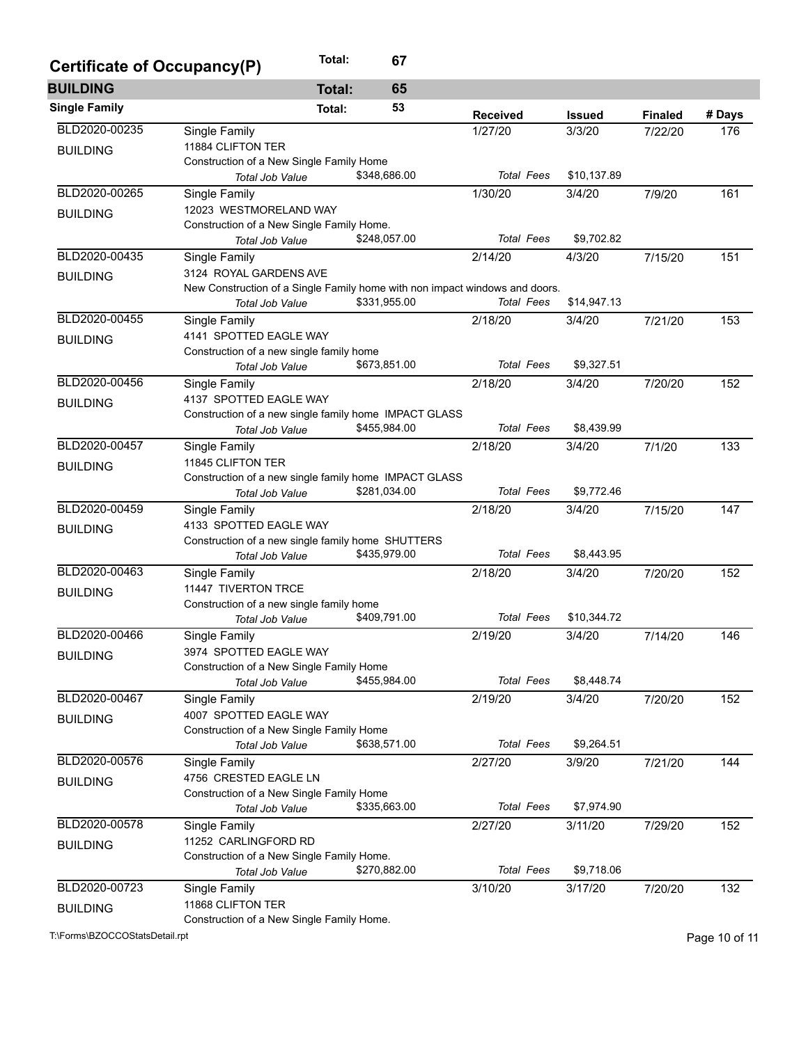## Certificate of Occupancy(P) — Total: 67

### BUILDING — Total: 65

#### Single Family — Total: 53

| Permit | Type / Address / Description | Received | Issued | Finaled | # Days |
|---|---|---|---|---|---|
| BLD2020-00235 BUILDING | Single Family<br>11884 CLIFTON TER<br>Construction of a New Single Family Home<br>*Total Job Value* $348,686.00 — *Total Fees* $10,137.89 | 1/27/20 | 3/3/20 | 7/22/20 | 176 |
| BLD2020-00265 BUILDING | Single Family<br>12023 WESTMORELAND WAY<br>Construction of a New Single Family Home.<br>*Total Job Value* $248,057.00 — *Total Fees* $9,702.82 | 1/30/20 | 3/4/20 | 7/9/20 | 161 |
| BLD2020-00435 BUILDING | Single Family<br>3124 ROYAL GARDENS AVE<br>New Construction of a Single Family home with non impact windows and doors.<br>*Total Job Value* $331,955.00 — *Total Fees* $14,947.13 | 2/14/20 | 4/3/20 | 7/15/20 | 151 |
| BLD2020-00455 BUILDING | Single Family<br>4141 SPOTTED EAGLE WAY<br>Construction of a new single family home<br>*Total Job Value* $673,851.00 — *Total Fees* $9,327.51 | 2/18/20 | 3/4/20 | 7/21/20 | 153 |
| BLD2020-00456 BUILDING | Single Family<br>4137 SPOTTED EAGLE WAY<br>Construction of a new single family home IMPACT GLASS<br>*Total Job Value* $455,984.00 — *Total Fees* $8,439.99 | 2/18/20 | 3/4/20 | 7/20/20 | 152 |
| BLD2020-00457 BUILDING | Single Family<br>11845 CLIFTON TER<br>Construction of a new single family home IMPACT GLASS<br>*Total Job Value* $281,034.00 — *Total Fees* $9,772.46 | 2/18/20 | 3/4/20 | 7/1/20 | 133 |
| BLD2020-00459 BUILDING | Single Family<br>4133 SPOTTED EAGLE WAY<br>Construction of a new single family home SHUTTERS<br>*Total Job Value* $435,979.00 — *Total Fees* $8,443.95 | 2/18/20 | 3/4/20 | 7/15/20 | 147 |
| BLD2020-00463 BUILDING | Single Family<br>11447 TIVERTON TRCE<br>Construction of a new single family home<br>*Total Job Value* $409,791.00 — *Total Fees* $10,344.72 | 2/18/20 | 3/4/20 | 7/20/20 | 152 |
| BLD2020-00466 BUILDING | Single Family<br>3974 SPOTTED EAGLE WAY<br>Construction of a New Single Family Home<br>*Total Job Value* $455,984.00 — *Total Fees* $8,448.74 | 2/19/20 | 3/4/20 | 7/14/20 | 146 |
| BLD2020-00467 BUILDING | Single Family<br>4007 SPOTTED EAGLE WAY<br>Construction of a New Single Family Home<br>*Total Job Value* $638,571.00 — *Total Fees* $9,264.51 | 2/19/20 | 3/4/20 | 7/20/20 | 152 |
| BLD2020-00576 BUILDING | Single Family<br>4756 CRESTED EAGLE LN<br>Construction of a New Single Family Home<br>*Total Job Value* $335,663.00 — *Total Fees* $7,974.90 | 2/27/20 | 3/9/20 | 7/21/20 | 144 |
| BLD2020-00578 BUILDING | Single Family<br>11252 CARLINGFORD RD<br>Construction of a New Single Family Home.<br>*Total Job Value* $270,882.00 — *Total Fees* $9,718.06 | 2/27/20 | 3/11/20 | 7/29/20 | 152 |
| BLD2020-00723 BUILDING | Single Family<br>11868 CLIFTON TER<br>Construction of a New Single Family Home. | 3/10/20 | 3/17/20 | 7/20/20 | 132 |

T:\Forms\BZOCCOStatsDetail.rpt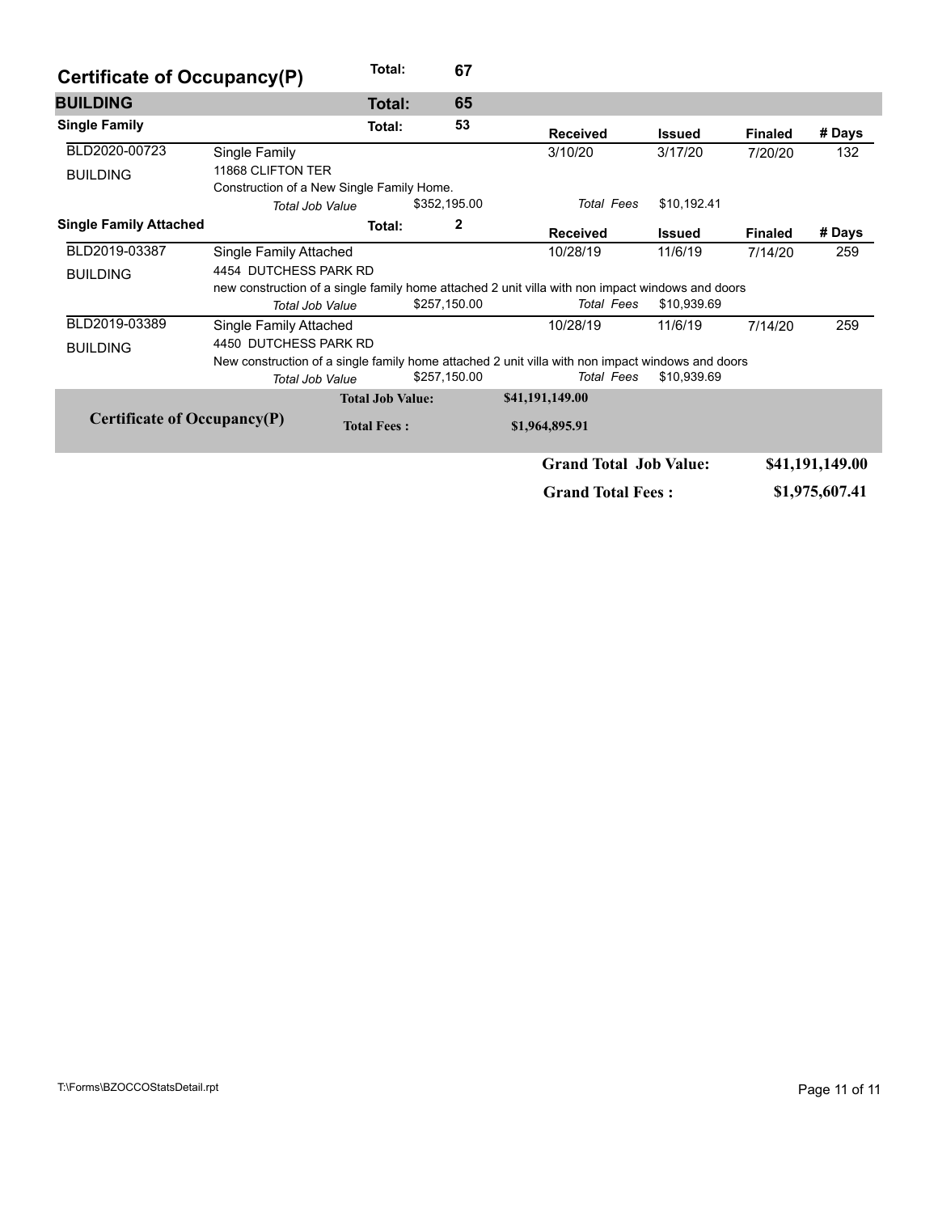## Certificate of Occupancy(P) — Total: 67

### BUILDING — Total: 65

#### Single Family — Total: 53

| | | Received | Issued | Finaled | # Days |
|---|---|---|---|---|---|
| BLD2020-00723 BUILDING | Single Family<br>11868 CLIFTON TER<br>Construction of a New Single Family Home.<br>*Total Job Value* $352,195.00 *Total Fees* $10,192.41 | 3/10/20 | 3/17/20 | 7/20/20 | 132 |

#### Single Family Attached — Total: 2

| | | Received | Issued | Finaled | # Days |
|---|---|---|---|---|---|
| BLD2019-03387 BUILDING | Single Family Attached<br>4454 DUTCHESS PARK RD<br>new construction of a single family home attached 2 unit villa with non impact windows and doors<br>*Total Job Value* $257,150.00 *Total Fees* $10,939.69 | 10/28/19 | 11/6/19 | 7/14/20 | 259 |
| BLD2019-03389 BUILDING | Single Family Attached<br>4450 DUTCHESS PARK RD<br>New construction of a single family home attached 2 unit villa with non impact windows and doors<br>*Total Job Value* $257,150.00 *Total Fees* $10,939.69 | 10/28/19 | 11/6/19 | 7/14/20 | 259 |

**Certificate of Occupancy(P)**

**Total Job Value:** $41,191,149.00

**Total Fees :** $1,964,895.91

**Grand Total Job Value:** $41,191,149.00

**Grand Total Fees :** $1,975,607.41

T:\Forms\BZOCCOStatsDetail.rpt